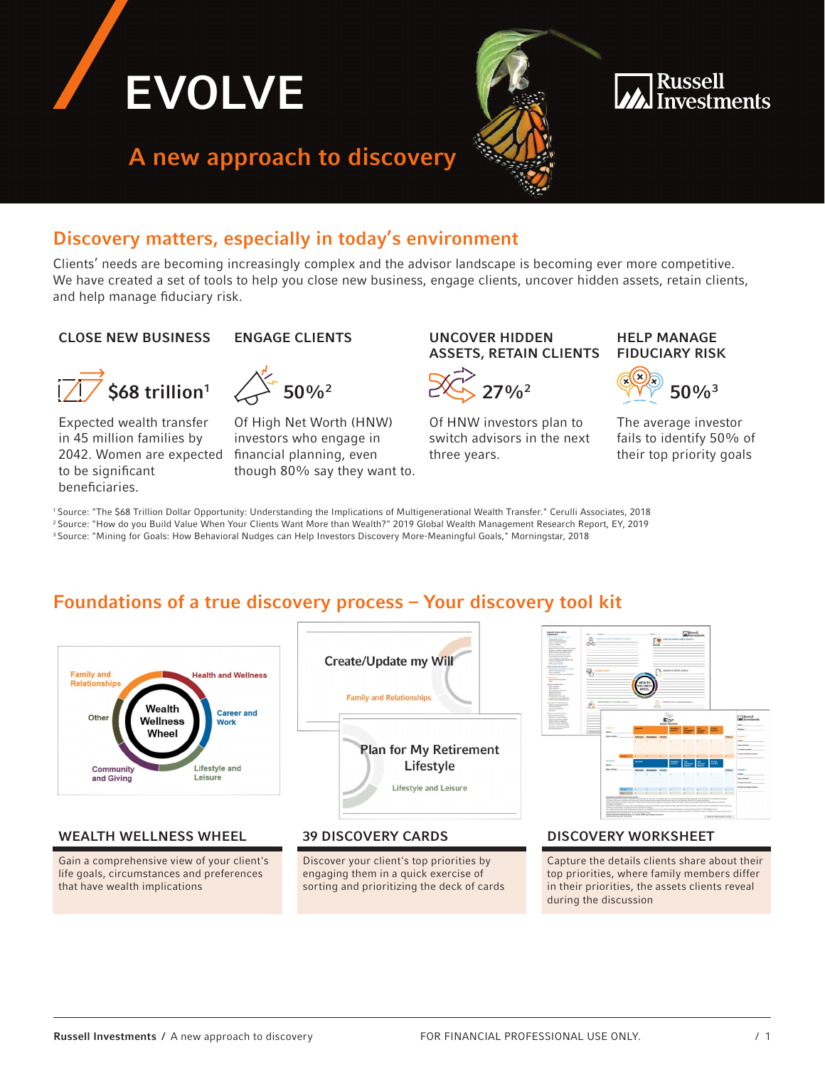# EVOLVE

## A new approach to discovery

Russell Investments

## Discovery matters, especially in today's environment

Clients' needs are becoming increasingly complex and the advisor landscape is becoming ever more competitive. We have created a set of tools to help you close new business, engage clients, uncover hidden assets, retain clients, and help manage fiduciary risk.

### CLOSE NEW BUSINESS

**$68 trillion**[1]

Expected wealth transfer in 45 million families by 2042. Women are expected to be significant beneficiaries.

### ENGAGE CLIENTS

**50%**[2]

Of High Net Worth (HNW) investors who engage in financial planning, even though 80% say they want to.

### UNCOVER HIDDEN ASSETS, RETAIN CLIENTS

**27%**[2]

Of HNW investors plan to switch advisors in the next three years.

### HELP MANAGE FIDUCIARY RISK

**50%**[3]

The average investor fails to identify 50% of their top priority goals

[1] Source: "The $68 Trillion Dollar Opportunity: Understanding the Implications of Multigenerational Wealth Transfer." Cerulli Associates, 2018
[2] Source: "How do you Build Value When Your Clients Want More than Wealth?" 2019 Global Wealth Management Research Report, EY, 2019
[3] Source: "Mining for Goals: How Behavioral Nudges can Help Investors Discovery More-Meaningful Goals," Morningstar, 2018

## Foundations of a true discovery process – Your discovery tool kit

### WEALTH WELLNESS WHEEL

Gain a comprehensive view of your client's life goals, circumstances and preferences that have wealth implications

### 39 DISCOVERY CARDS

Discover your client's top priorities by engaging them in a quick exercise of sorting and prioritizing the deck of cards

### DISCOVERY WORKSHEET

Capture the details clients share about their top priorities, where family members differ in their priorities, the assets clients reveal during the discussion

FOR FINANCIAL PROFESSIONAL USE ONLY.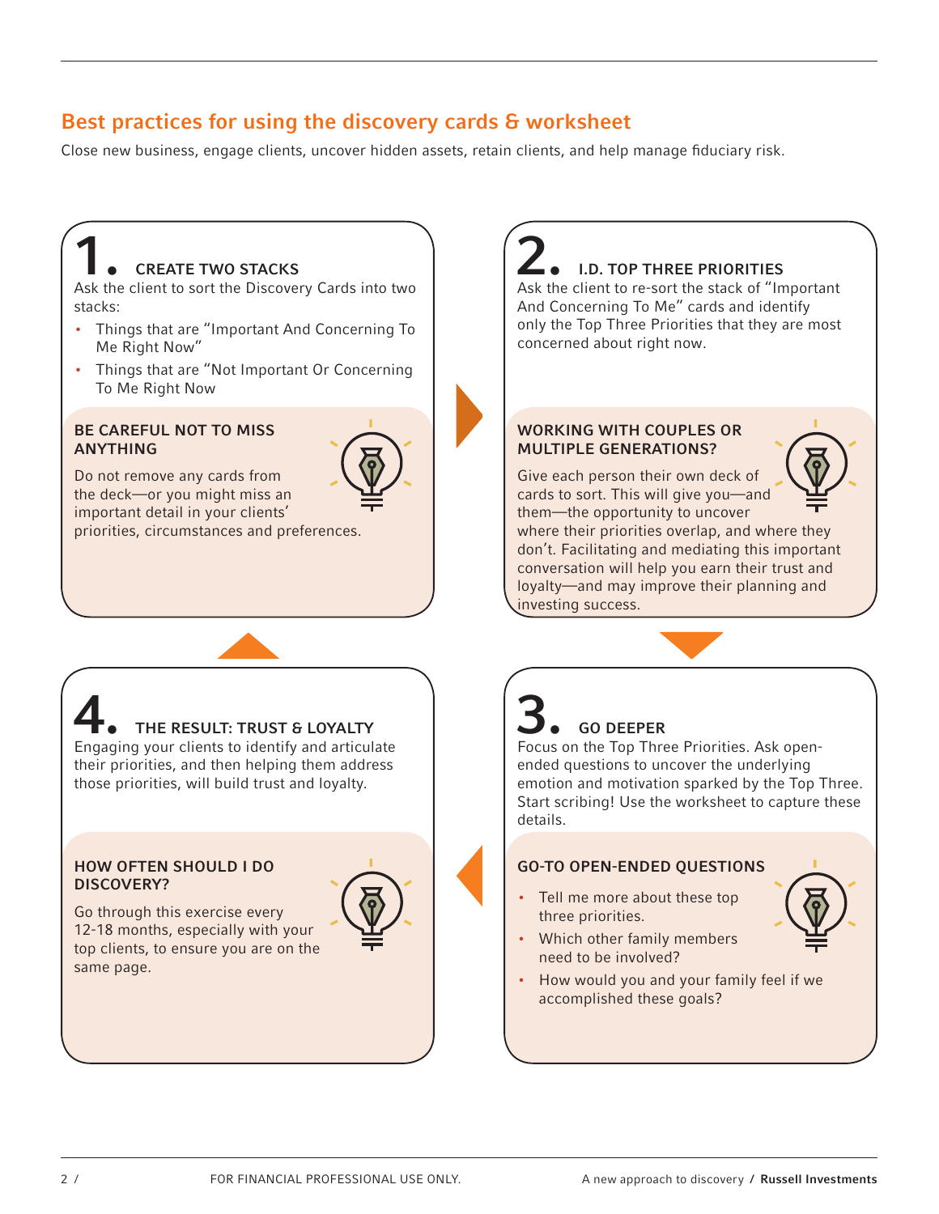## Best practices for using the discovery cards & worksheet

Close new business, engage clients, uncover hidden assets, retain clients, and help manage fiduciary risk.

### 1. CREATE TWO STACKS

Ask the client to sort the Discovery Cards into two stacks:

- Things that are "Important And Concerning To Me Right Now"
- Things that are "Not Important Or Concerning To Me Right Now

#### BE CAREFUL NOT TO MISS ANYTHING

Do not remove any cards from the deck—or you might miss an important detail in your clients' priorities, circumstances and preferences.

### 2. I.D. TOP THREE PRIORITIES

Ask the client to re-sort the stack of "Important And Concerning To Me" cards and identify only the Top Three Priorities that they are most concerned about right now.

#### WORKING WITH COUPLES OR MULTIPLE GENERATIONS?

Give each person their own deck of cards to sort. This will give you—and them—the opportunity to uncover where their priorities overlap, and where they don't. Facilitating and mediating this important conversation will help you earn their trust and loyalty—and may improve their planning and investing success.

### 3. GO DEEPER

Focus on the Top Three Priorities. Ask open-ended questions to uncover the underlying emotion and motivation sparked by the Top Three. Start scribing! Use the worksheet to capture these details.

#### GO-TO OPEN-ENDED QUESTIONS

- Tell me more about these top three priorities.
- Which other family members need to be involved?
- How would you and your family feel if we accomplished these goals?

### 4. THE RESULT: TRUST & LOYALTY

Engaging your clients to identify and articulate their priorities, and then helping them address those priorities, will build trust and loyalty.

#### HOW OFTEN SHOULD I DO DISCOVERY?

Go through this exercise every 12-18 months, especially with your top clients, to ensure you are on the same page.

FOR FINANCIAL PROFESSIONAL USE ONLY.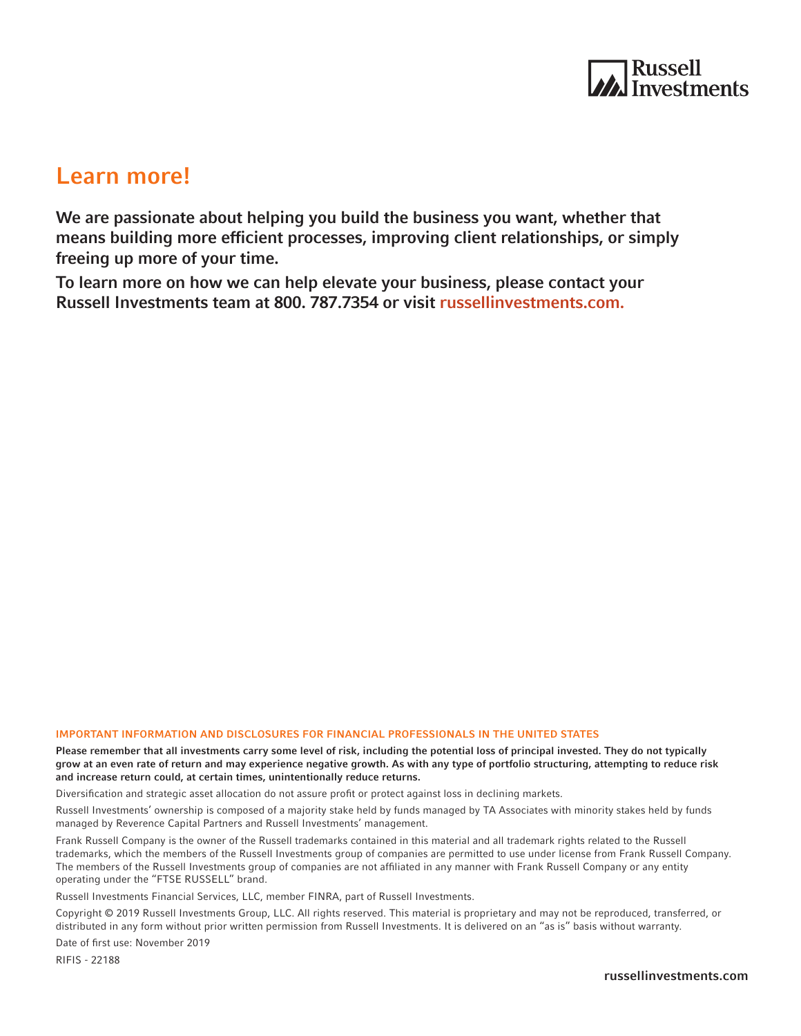# Learn more!

**We are passionate about helping you build the business you want, whether that means building more efficient processes, improving client relationships, or simply freeing up more of your time.**

**To learn more on how we can help elevate your business, please contact your Russell Investments team at 800. 787.7354 or visit russellinvestments.com.**

## IMPORTANT INFORMATION AND DISCLOSURES FOR FINANCIAL PROFESSIONALS IN THE UNITED STATES

**Please remember that all investments carry some level of risk, including the potential loss of principal invested. They do not typically grow at an even rate of return and may experience negative growth. As with any type of portfolio structuring, attempting to reduce risk and increase return could, at certain times, unintentionally reduce returns.**

Diversification and strategic asset allocation do not assure profit or protect against loss in declining markets.

Russell Investments' ownership is composed of a majority stake held by funds managed by TA Associates with minority stakes held by funds managed by Reverence Capital Partners and Russell Investments' management.

Frank Russell Company is the owner of the Russell trademarks contained in this material and all trademark rights related to the Russell trademarks, which the members of the Russell Investments group of companies are permitted to use under license from Frank Russell Company. The members of the Russell Investments group of companies are not affiliated in any manner with Frank Russell Company or any entity operating under the "FTSE RUSSELL" brand.

Russell Investments Financial Services, LLC, member FINRA, part of Russell Investments.

Copyright © 2019 Russell Investments Group, LLC. All rights reserved. This material is proprietary and may not be reproduced, transferred, or distributed in any form without prior written permission from Russell Investments. It is delivered on an "as is" basis without warranty.

Date of first use: November 2019

RIFIS - 22188